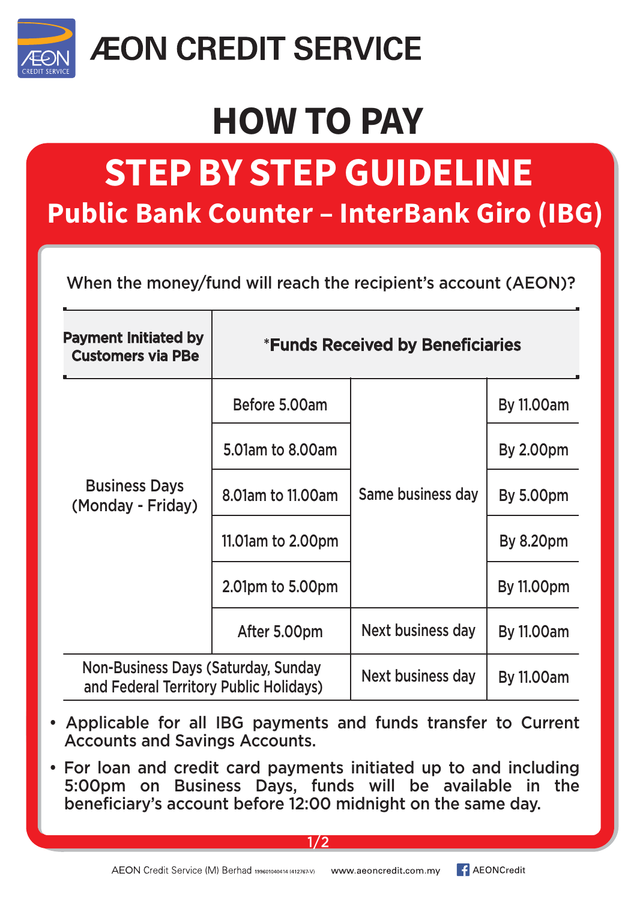# ÆON CREDIT SERVICE

# HOW TO PAY

## STEP BY STEP GUIDELINE

### Public Bank Counter – InterBank Giro (IBG)

When the money/fund will reach the recipient's account (AEON)?

| Payment Initiated by Customers via PBe | *Funds Received by Beneficiaries | | |
|---|---|---|---|
| Business Days (Monday - Friday) | Before 5.00am | Same business day | By 11.00am |
| | 5.01am to 8.00am | Same business day | By 2.00pm |
| | 8.01am to 11.00am | Same business day | By 5.00pm |
| | 11.01am to 2.00pm | Same business day | By 8.20pm |
| | 2.01pm to 5.00pm | Same business day | By 11.00pm |
| | After 5.00pm | Next business day | By 11.00am |
| Non-Business Days (Saturday, Sunday and Federal Territory Public Holidays) | | Next business day | By 11.00am |

- Applicable for all IBG payments and funds transfer to Current Accounts and Savings Accounts.
- For loan and credit card payments initiated up to and including 5:00pm on Business Days, funds will be available in the beneficiary's account before 12:00 midnight on the same day.

AEON Credit Service (M) Berhad 199601040414 (412767-V) www.aeoncredit.com.my AEONCredit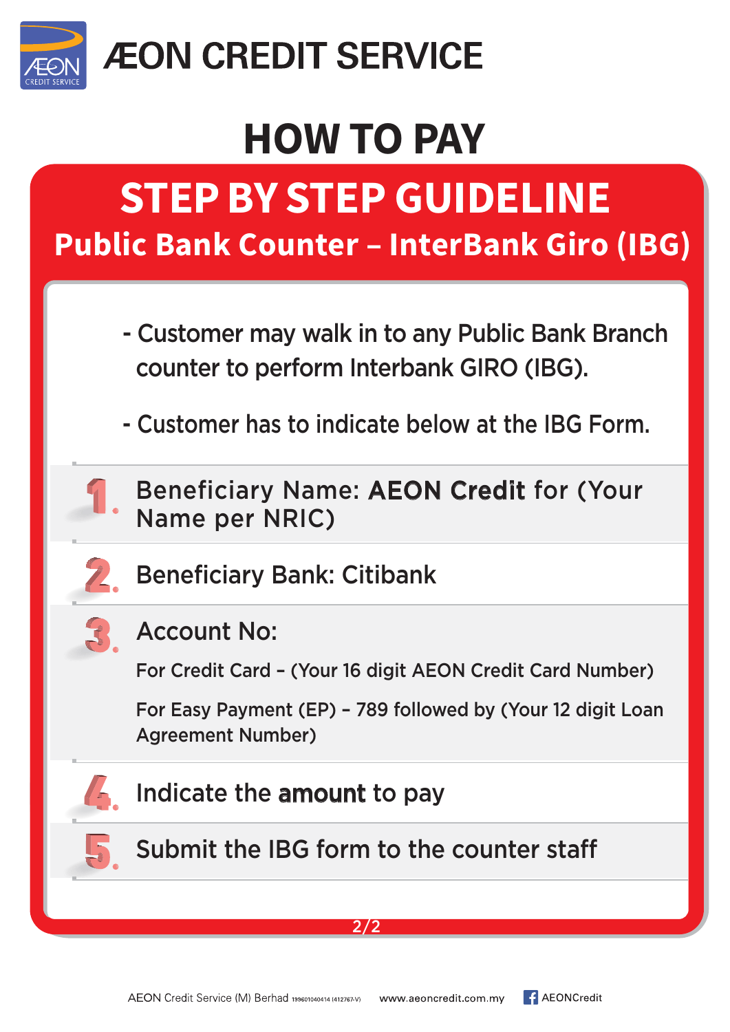ÆON CREDIT SERVICE

# HOW TO PAY

## STEP BY STEP GUIDELINE

### Public Bank Counter – InterBank Giro (IBG)

- Customer may walk in to any Public Bank Branch counter to perform Interbank GIRO (IBG).
- Customer has to indicate below at the IBG Form.

1. Beneficiary Name: **AEON Credit** for (Your Name per NRIC)
2. Beneficiary Bank: Citibank
3. Account No:

   For Credit Card – (Your 16 digit AEON Credit Card Number)

   For Easy Payment (EP) – 789 followed by (Your 12 digit Loan Agreement Number)
4. Indicate the **amount** to pay
5. Submit the IBG form to the counter staff

AEON Credit Service (M) Berhad 199601040414 (412767-V) www.aeoncredit.com.my AEONCredit